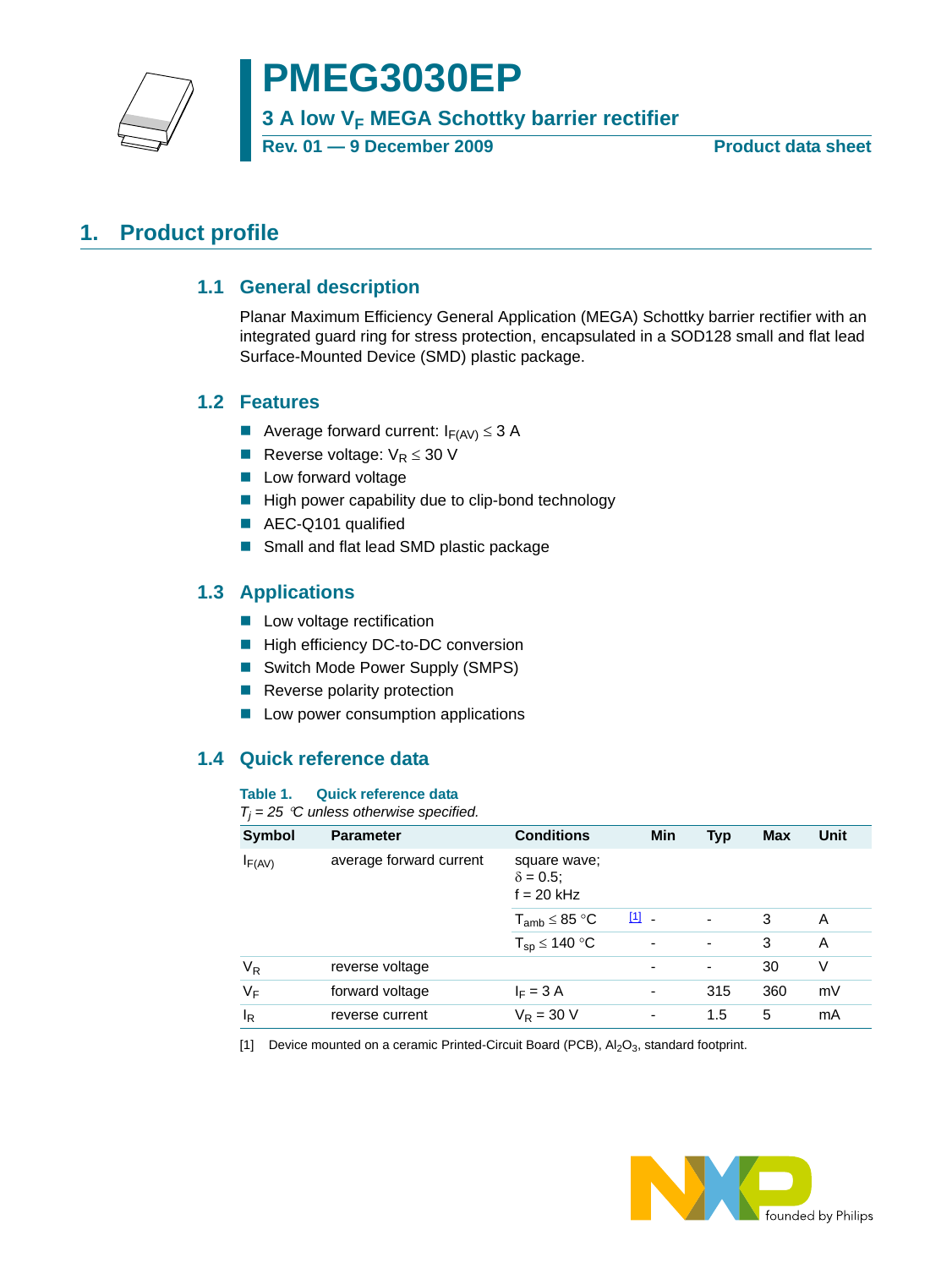# PMEG3030EP

## 3 A low $V_F$ MEGA Schottky barrier rectifier

Rev. 01 — 9 December 2009 | Product data sheet

# 1. Product profile

## 1.1 General description

Planar Maximum Efficiency General Application (MEGA) Schottky barrier rectifier with an integrated guard ring for stress protection, encapsulated in a SOD128 small and flat lead Surface-Mounted Device (SMD) plastic package.

## 1.2 Features

- Average forward current: $I_{F(AV)} \leq 3$ A
- Reverse voltage: $V_R \leq 30$ V
- Low forward voltage
- High power capability due to clip-bond technology
- AEC-Q101 qualified
- Small and flat lead SMD plastic package

## 1.3 Applications

- Low voltage rectification
- High efficiency DC-to-DC conversion
- Switch Mode Power Supply (SMPS)
- Reverse polarity protection
- Low power consumption applications

## 1.4 Quick reference data

**Table 1. Quick reference data**

*$T_j$ = 25 °C unless otherwise specified.*

| Symbol | Parameter | Conditions | | Min | Typ | Max | Unit |
|---|---|---|---|---|---|---|---|
| $I_{F(AV)}$ | average forward current | square wave; $\delta$ = 0.5; f = 20 kHz | | | | | |
| | | $T_{amb} \leq 85$ °C | [1] | - | - | 3 | A |
| | | $T_{sp} \leq 140$ °C | | - | - | 3 | A |
| $V_R$ | reverse voltage | | | - | - | 30 | V |
| $V_F$ | forward voltage | $I_F$ = 3 A | | - | 315 | 360 | mV |
| $I_R$ | reverse current | $V_R$ = 30 V | | - | 1.5 | 5 | mA |

[1] Device mounted on a ceramic Printed-Circuit Board (PCB), $Al_2O_3$, standard footprint.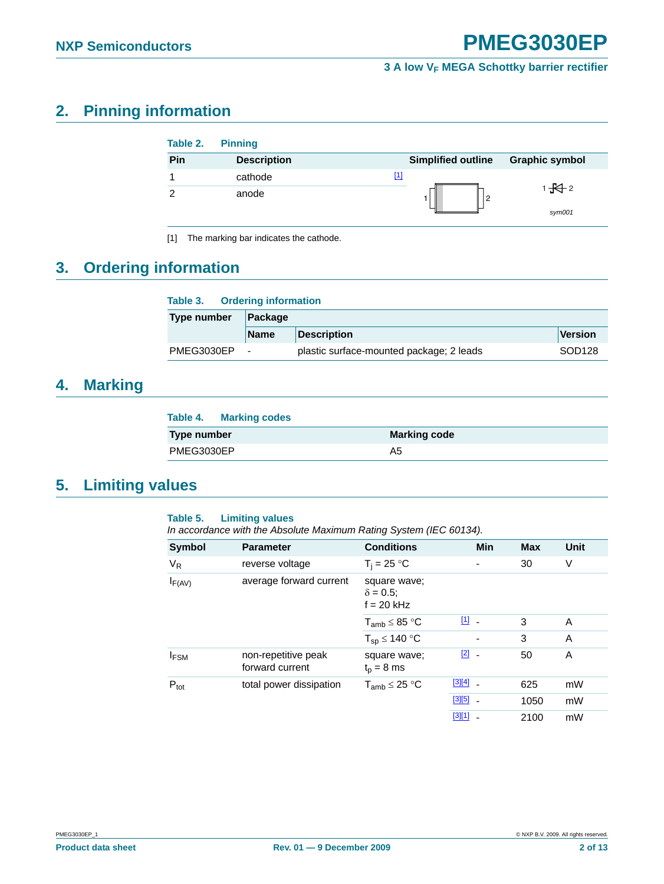## 2. Pinning information

**Table 2. Pinning**

| Pin | Description | Simplified outline | Graphic symbol |
|---|---|---|---|
| 1 | cathode [1] | | |
| 2 | anode | | sym001 |

[1] The marking bar indicates the cathode.

## 3. Ordering information

**Table 3. Ordering information**

| Type number | Package | | |
|---|---|---|---|
| | Name | Description | Version |
| PMEG3030EP | - | plastic surface-mounted package; 2 leads | SOD128 |

## 4. Marking

**Table 4. Marking codes**

| Type number | Marking code |
|---|---|
| PMEG3030EP | A5 |

## 5. Limiting values

**Table 5. Limiting values**

*In accordance with the Absolute Maximum Rating System (IEC 60134).*

| Symbol | Parameter | Conditions | | Min | Max | Unit |
|---|---|---|---|---|---|---|
| $V_R$ | reverse voltage | $T_j$ = 25 °C | | - | 30 | V |
| $I_{F(AV)}$ | average forward current | square wave; $\delta$ = 0.5; f = 20 kHz | | | | |
| | | $T_{amb} \leq 85$ °C | [1] | - | 3 | A |
| | | $T_{sp} \leq 140$ °C | | - | 3 | A |
| $I_{FSM}$ | non-repetitive peak forward current | square wave; $t_p$ = 8 ms | [2] | - | 50 | A |
| $P_{tot}$ | total power dissipation | $T_{amb} \leq 25$ °C | [3][4] | - | 625 | mW |
| | | | [3][5] | - | 1050 | mW |
| | | | [3][1] | - | 2100 | mW |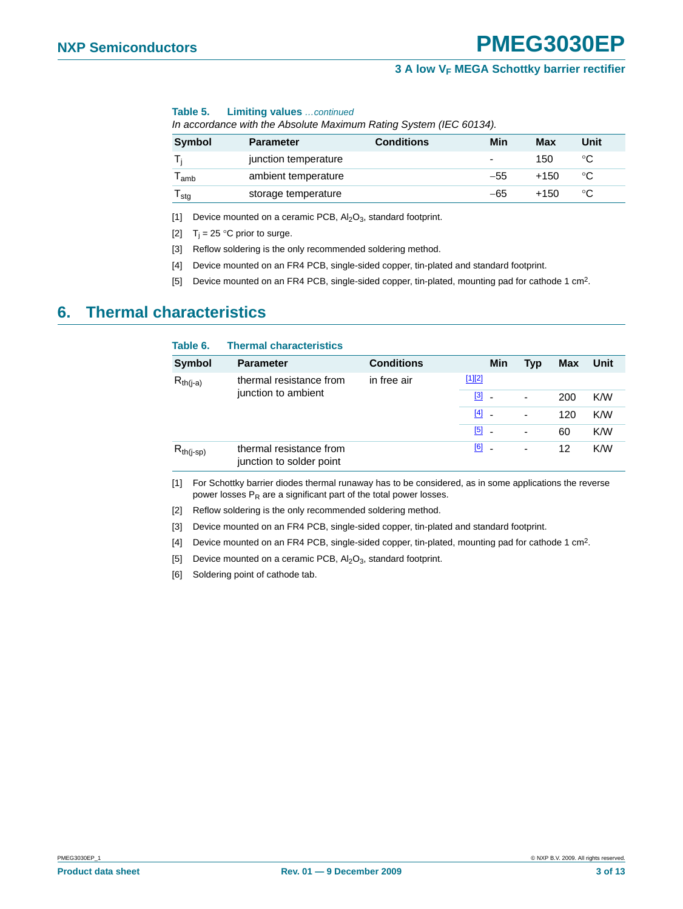**Table 5. Limiting values** *...continued*

*In accordance with the Absolute Maximum Rating System (IEC 60134).*

| Symbol | Parameter | Conditions | Min | Max | Unit |
|---|---|---|---|---|---|
| $T_j$ | junction temperature | | - | 150 | °C |
| $T_{amb}$ | ambient temperature | | −55 | +150 | °C |
| $T_{stg}$ | storage temperature | | −65 | +150 | °C |

[1] Device mounted on a ceramic PCB, $Al_2O_3$, standard footprint.

[2] $T_j$ = 25 °C prior to surge.

[3] Reflow soldering is the only recommended soldering method.

[4] Device mounted on an FR4 PCB, single-sided copper, tin-plated and standard footprint.

[5] Device mounted on an FR4 PCB, single-sided copper, tin-plated, mounting pad for cathode 1 $cm^2$.

# 6. Thermal characteristics

**Table 6. Thermal characteristics**

| Symbol | Parameter | Conditions | | Min | Typ | Max | Unit |
|---|---|---|---|---|---|---|---|
| $R_{th(j-a)}$ | thermal resistance from junction to ambient | in free air | [1][2] | | | | |
| | | | [3] | - | - | 200 | K/W |
| | | | [4] | - | - | 120 | K/W |
| | | | [5] | - | - | 60 | K/W |
| $R_{th(j-sp)}$ | thermal resistance from junction to solder point | | [6] | - | - | 12 | K/W |

[1] For Schottky barrier diodes thermal runaway has to be considered, as in some applications the reverse power losses $P_R$ are a significant part of the total power losses.

[2] Reflow soldering is the only recommended soldering method.

[3] Device mounted on an FR4 PCB, single-sided copper, tin-plated and standard footprint.

[4] Device mounted on an FR4 PCB, single-sided copper, tin-plated, mounting pad for cathode 1 $cm^2$.

[5] Device mounted on a ceramic PCB, $Al_2O_3$, standard footprint.

[6] Soldering point of cathode tab.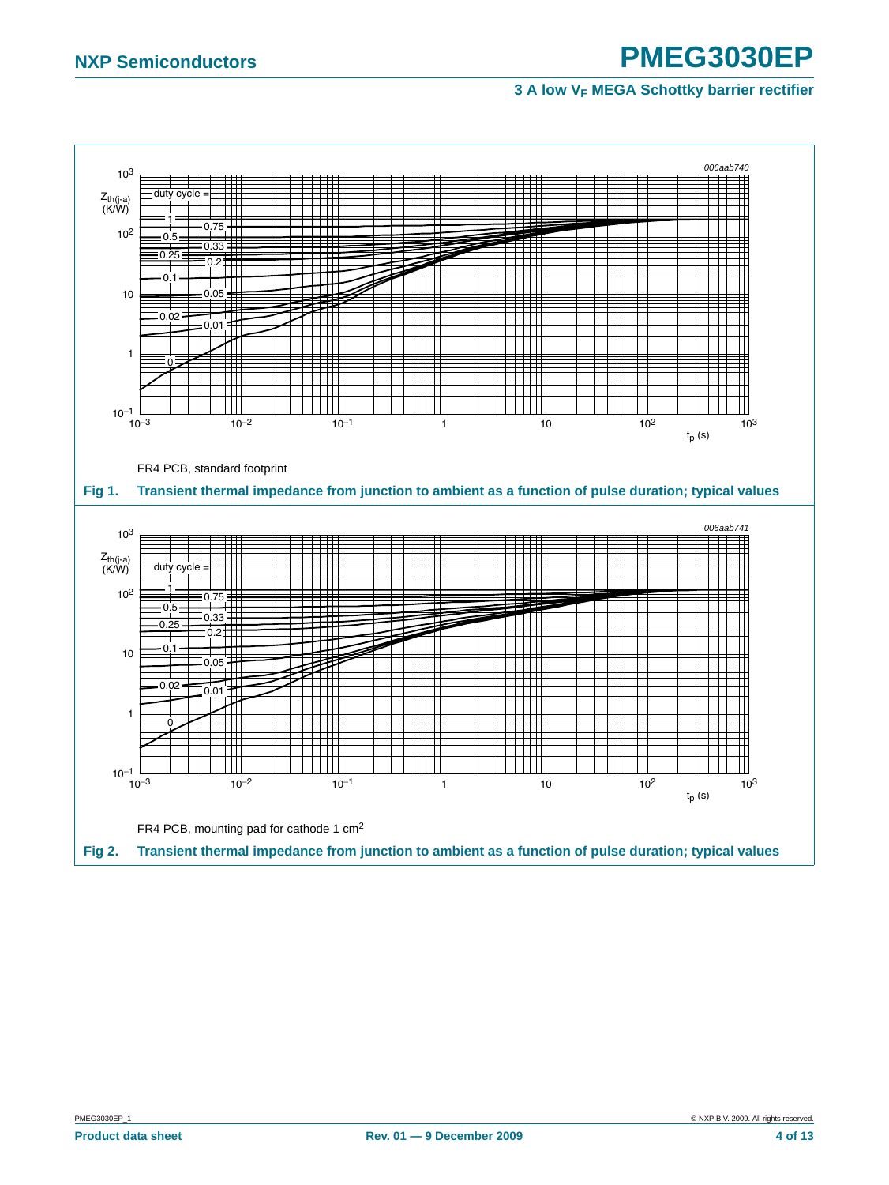006aab740

FR4 PCB, standard footprint

**Fig 1. Transient thermal impedance from junction to ambient as a function of pulse duration; typical values**

006aab741

FR4 PCB, mounting pad for cathode 1 $cm^2$

**Fig 2. Transient thermal impedance from junction to ambient as a function of pulse duration; typical values**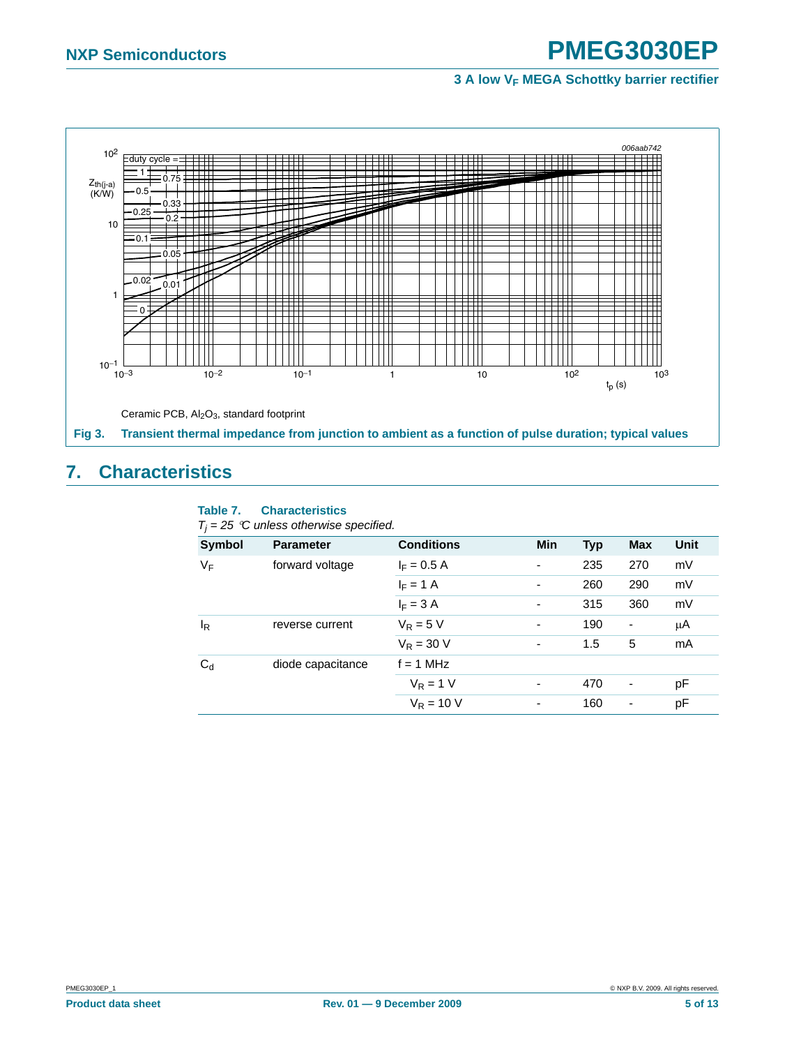Ceramic PCB, $Al_2O_3$, standard footprint

**Fig 3. Transient thermal impedance from junction to ambient as a function of pulse duration; typical values**

## 7. Characteristics

**Table 7. Characteristics**

*$T_j$ = 25 °C unless otherwise specified.*

| Symbol | Parameter | Conditions | Min | Typ | Max | Unit |
|---|---|---|---|---|---|---|
| $V_F$ | forward voltage | $I_F$ = 0.5 A | - | 235 | 270 | mV |
| | | $I_F$ = 1 A | - | 260 | 290 | mV |
| | | $I_F$ = 3 A | - | 315 | 360 | mV |
| $I_R$ | reverse current | $V_R$ = 5 V | - | 190 | - | μA |
| | | $V_R$ = 30 V | - | 1.5 | 5 | mA |
| $C_d$ | diode capacitance | f = 1 MHz | | | | |
| | | $V_R$ = 1 V | - | 470 | - | pF |
| | | $V_R$ = 10 V | - | 160 | - | pF |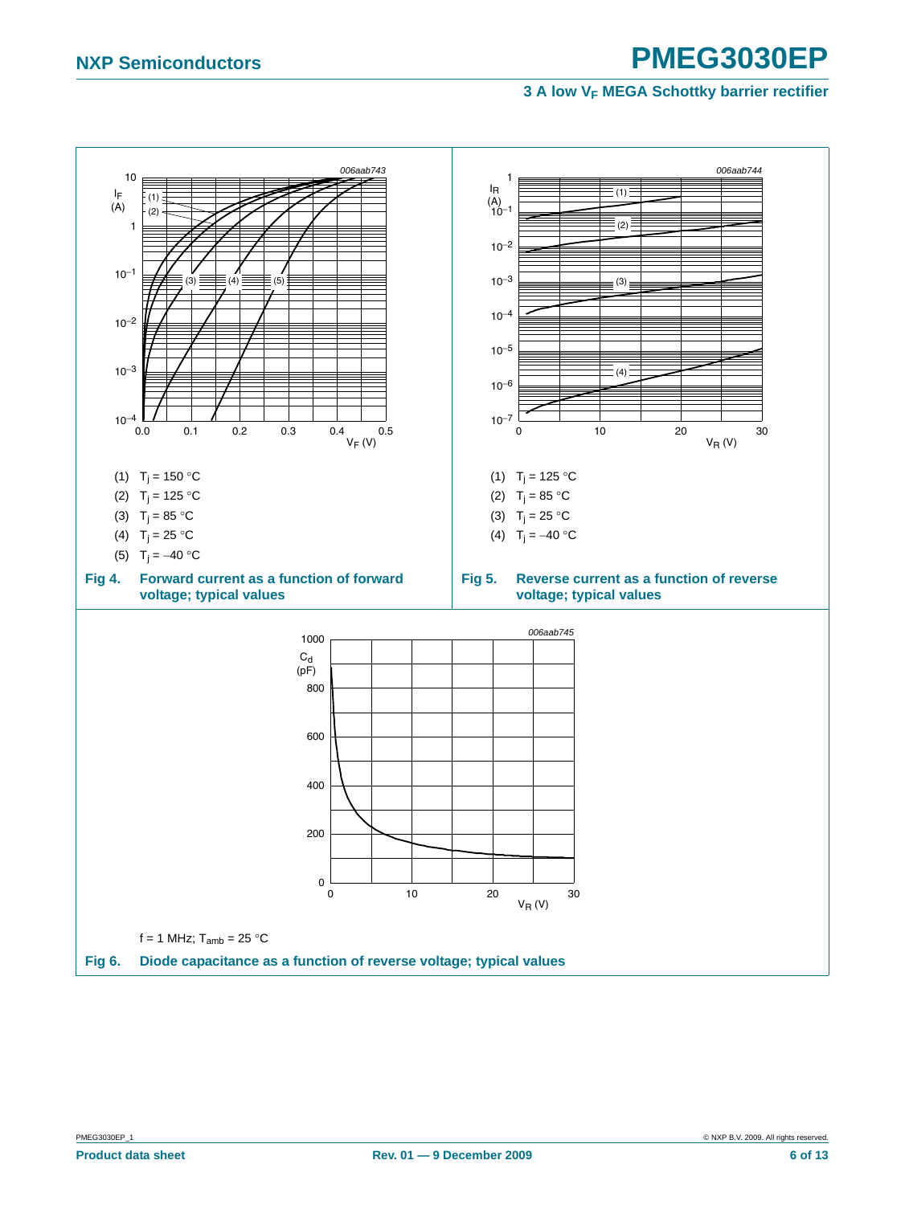006aab743

(1) $T_j = 150\ °C$

(2) $T_j = 125\ °C$

(3) $T_j = 85\ °C$

(4) $T_j = 25\ °C$

(5) $T_j = -40\ °C$

**Fig 4. Forward current as a function of forward voltage; typical values**

006aab744

(1) $T_j = 125\ °C$

(2) $T_j = 85\ °C$

(3) $T_j = 25\ °C$

(4) $T_j = -40\ °C$

**Fig 5. Reverse current as a function of reverse voltage; typical values**

006aab745

f = 1 MHz; $T_{amb} = 25\ °C$

**Fig 6. Diode capacitance as a function of reverse voltage; typical values**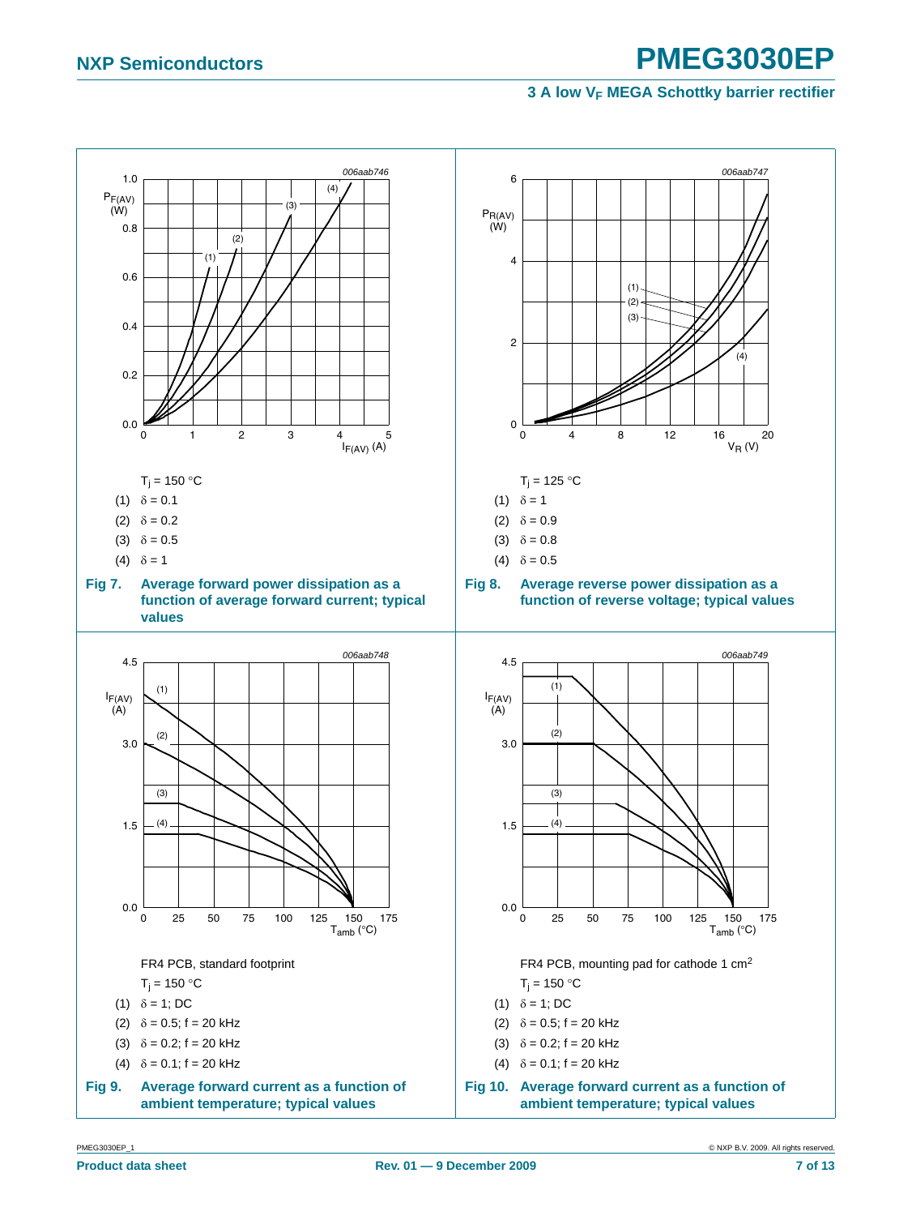$T_j = 150\ °C$

(1) $\delta = 0.1$

(2) $\delta = 0.2$

(3) $\delta = 0.5$

(4) $\delta = 1$

**Fig 7. Average forward power dissipation as a function of average forward current; typical values**

$T_j = 125\ °C$

(1) $\delta = 1$

(2) $\delta = 0.9$

(3) $\delta = 0.8$

(4) $\delta = 0.5$

**Fig 8. Average reverse power dissipation as a function of reverse voltage; typical values**

FR4 PCB, standard footprint

$T_j = 150\ °C$

(1) $\delta = 1$; DC

(2) $\delta = 0.5$; f = 20 kHz

(3) $\delta = 0.2$; f = 20 kHz

(4) $\delta = 0.1$; f = 20 kHz

**Fig 9. Average forward current as a function of ambient temperature; typical values**

FR4 PCB, mounting pad for cathode 1 $cm^2$

$T_j = 150\ °C$

(1) $\delta = 1$; DC

(2) $\delta = 0.5$; f = 20 kHz

(3) $\delta = 0.2$; f = 20 kHz

(4) $\delta = 0.1$; f = 20 kHz

**Fig 10. Average forward current as a function of ambient temperature; typical values**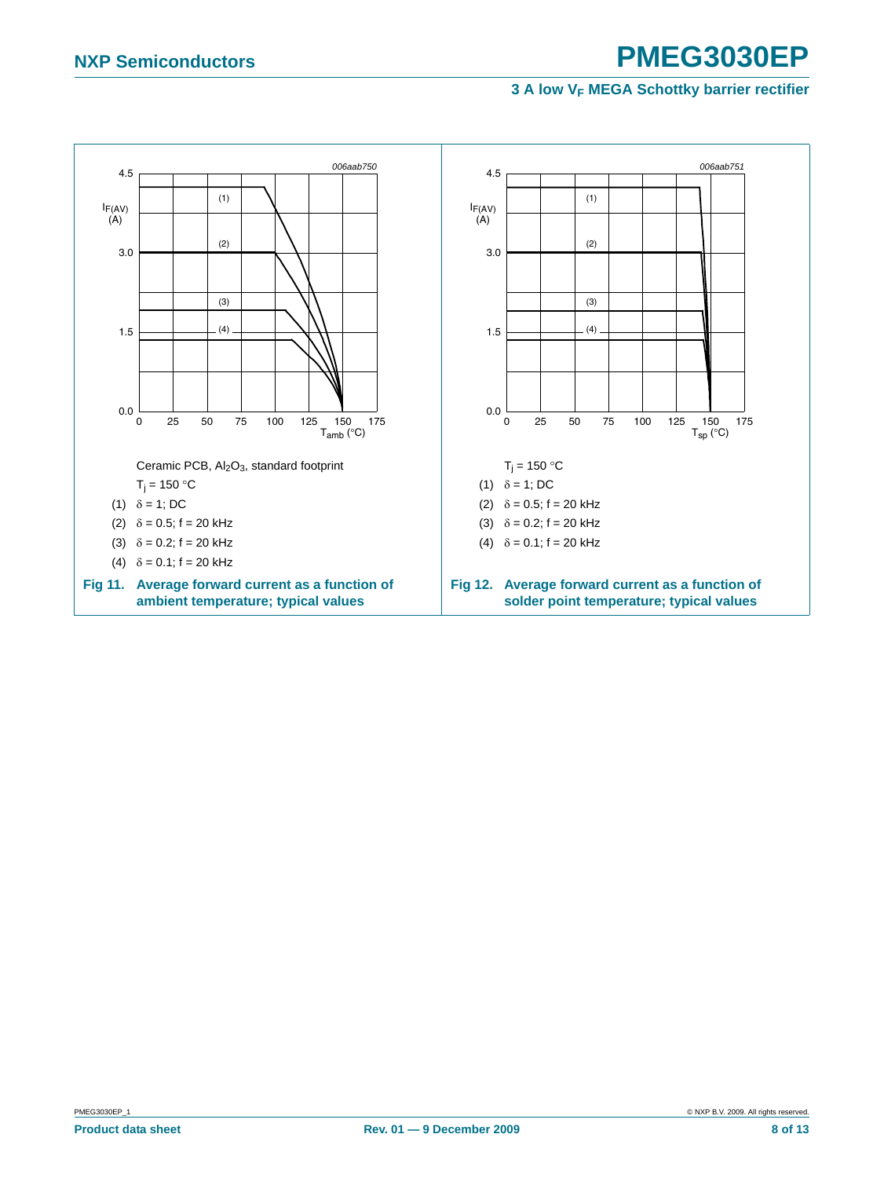006aab750

Ceramic PCB, $Al_2O_3$, standard footprint

$T_j = 150\ °C$

(1) $\delta = 1$; DC

(2) $\delta = 0.5$; f = 20 kHz

(3) $\delta = 0.2$; f = 20 kHz

(4) $\delta = 0.1$; f = 20 kHz

**Fig 11. Average forward current as a function of ambient temperature; typical values**

006aab751

$T_j = 150\ °C$

(1) $\delta = 1$; DC

(2) $\delta = 0.5$; f = 20 kHz

(3) $\delta = 0.2$; f = 20 kHz

(4) $\delta = 0.1$; f = 20 kHz

**Fig 12. Average forward current as a function of solder point temperature; typical values**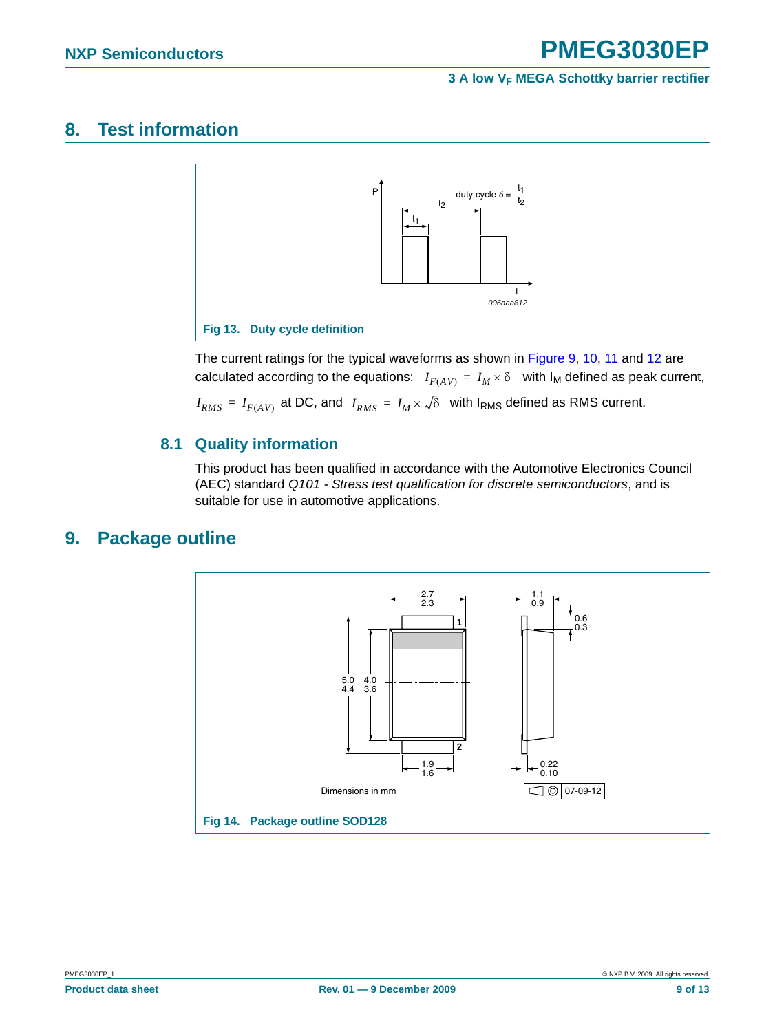## 8. Test information

Fig 13. Duty cycle definition

The current ratings for the typical waveforms as shown in Figure 9, 10, 11 and 12 are calculated according to the equations: $I_{F(AV)} = I_M \times \delta$ with $I_M$ defined as peak current, $I_{RMS} = I_{F(AV)}$ at DC, and $I_{RMS} = I_M \times \sqrt{\delta}$ with $I_{RMS}$ defined as RMS current.

### 8.1 Quality information

This product has been qualified in accordance with the Automotive Electronics Council (AEC) standard *Q101 - Stress test qualification for discrete semiconductors*, and is suitable for use in automotive applications.

## 9. Package outline

Fig 14. Package outline SOD128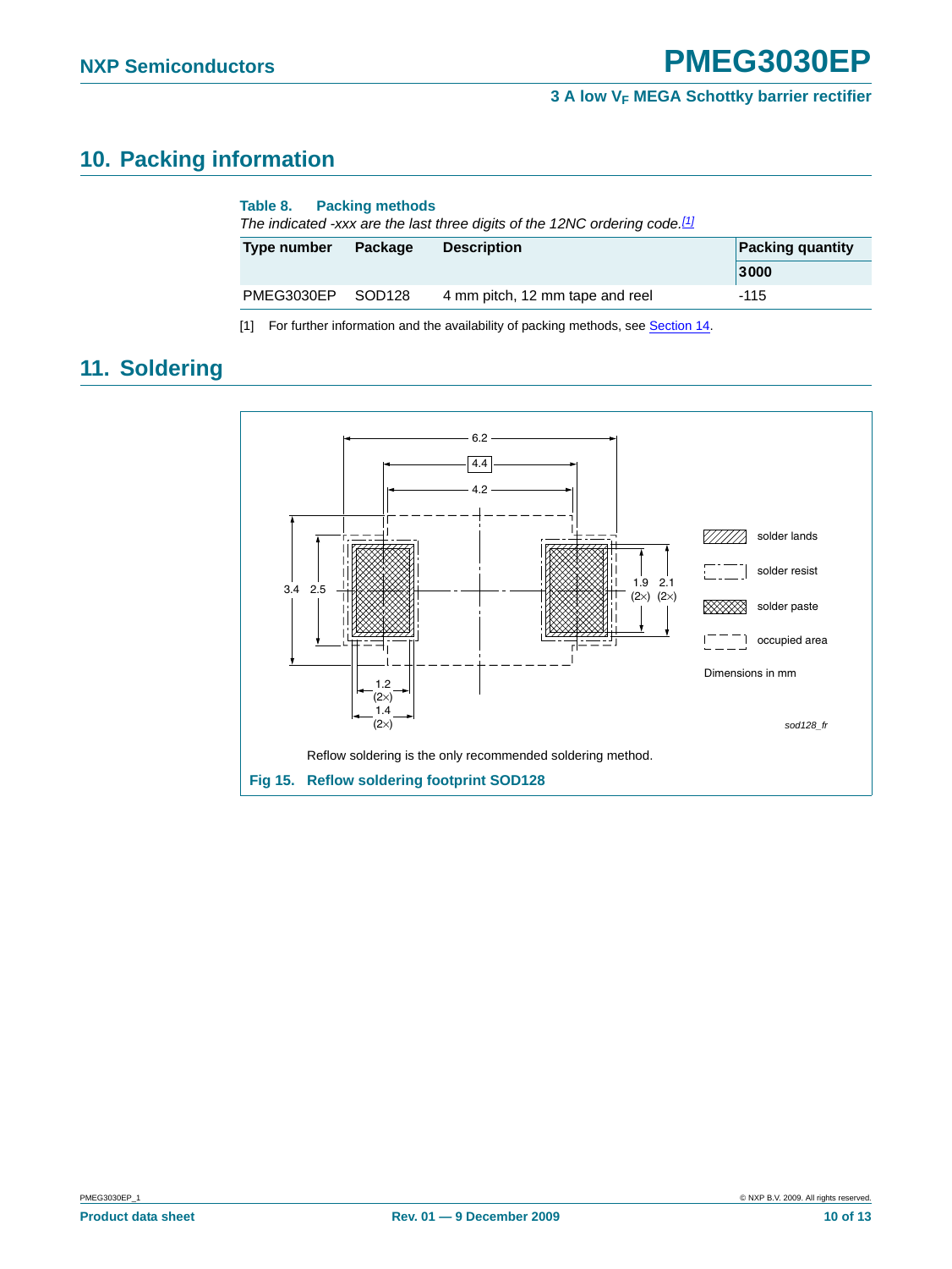## 10. Packing information

**Table 8. Packing methods**

*The indicated -xxx are the last three digits of the 12NC ordering code.*[1]

| Type number | Package | Description | Packing quantity |
|---|---|---|---|
| | | | 3000 |
| PMEG3030EP | SOD128 | 4 mm pitch, 12 mm tape and reel | -115 |

[1] For further information and the availability of packing methods, see Section 14.

## 11. Soldering

Reflow soldering is the only recommended soldering method.

**Fig 15. Reflow soldering footprint SOD128**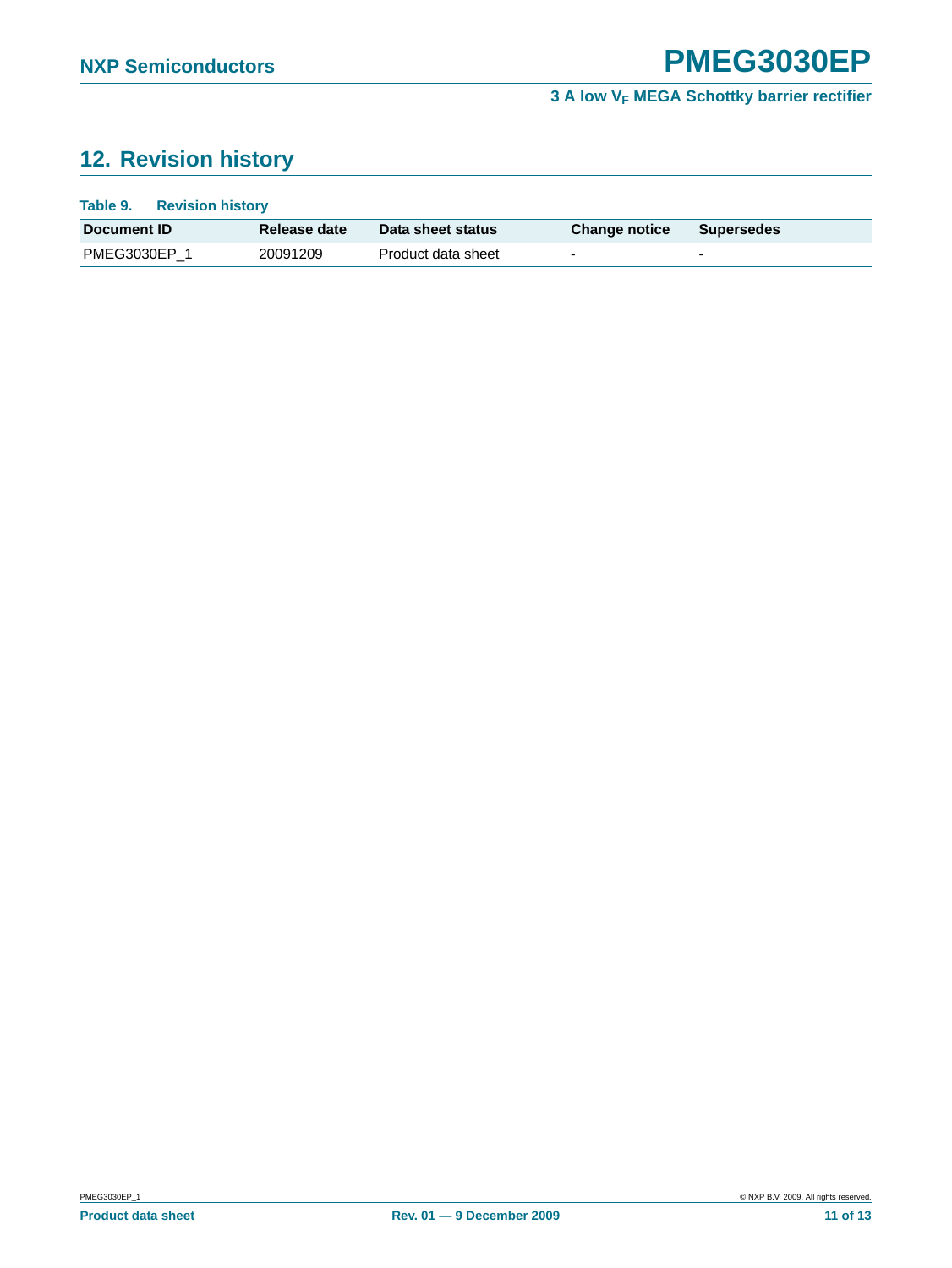## 12. Revision history

**Table 9. Revision history**

| Document ID | Release date | Data sheet status | Change notice | Supersedes |
|---|---|---|---|---|
| PMEG3030EP_1 | 20091209 | Product data sheet | - | - |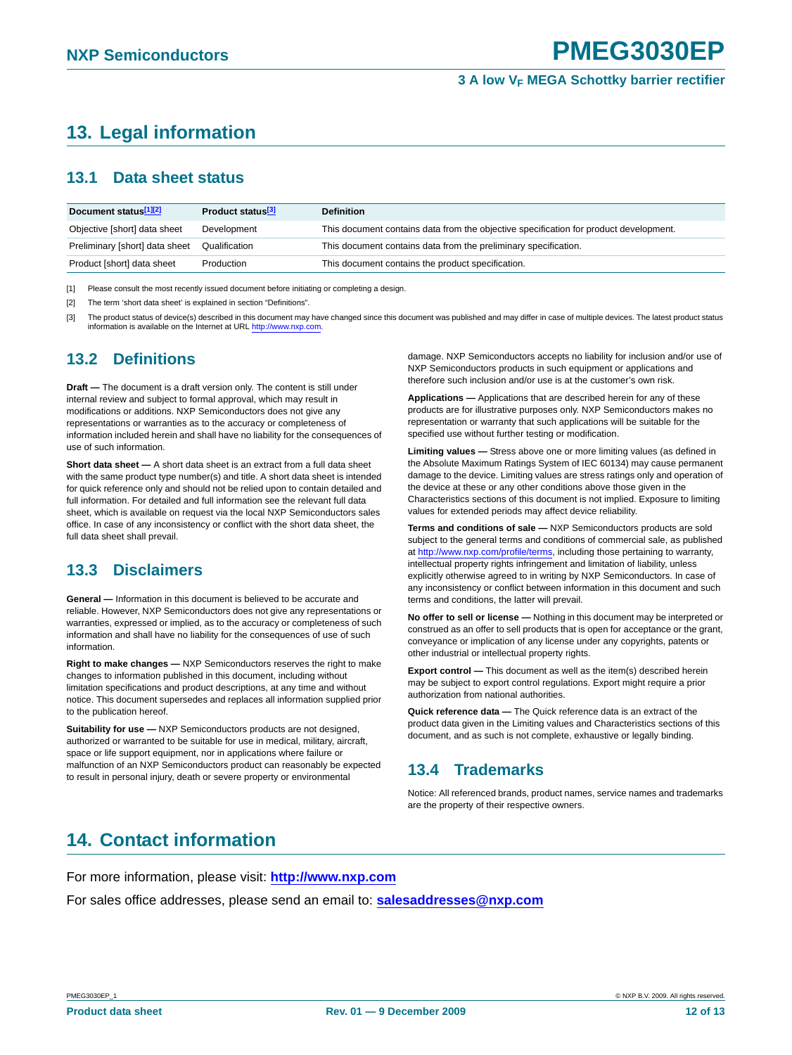# 13. Legal information

## 13.1 Data sheet status

| Document status[1][2] | Product status[3] | Definition |
|---|---|---|
| Objective [short] data sheet | Development | This document contains data from the objective specification for product development. |
| Preliminary [short] data sheet | Qualification | This document contains data from the preliminary specification. |
| Product [short] data sheet | Production | This document contains the product specification. |

[1] Please consult the most recently issued document before initiating or completing a design.

[2] The term 'short data sheet' is explained in section "Definitions".

[3] The product status of device(s) described in this document may have changed since this document was published and may differ in case of multiple devices. The latest product status information is available on the Internet at URL http://www.nxp.com.

## 13.2 Definitions

**Draft —** The document is a draft version only. The content is still under internal review and subject to formal approval, which may result in modifications or additions. NXP Semiconductors does not give any representations or warranties as to the accuracy or completeness of information included herein and shall have no liability for the consequences of use of such information.

**Short data sheet —** A short data sheet is an extract from a full data sheet with the same product type number(s) and title. A short data sheet is intended for quick reference only and should not be relied upon to contain detailed and full information. For detailed and full information see the relevant full data sheet, which is available on request via the local NXP Semiconductors sales office. In case of any inconsistency or conflict with the short data sheet, the full data sheet shall prevail.

## 13.3 Disclaimers

**General —** Information in this document is believed to be accurate and reliable. However, NXP Semiconductors does not give any representations or warranties, expressed or implied, as to the accuracy or completeness of such information and shall have no liability for the consequences of use of such information.

**Right to make changes —** NXP Semiconductors reserves the right to make changes to information published in this document, including without limitation specifications and product descriptions, at any time and without notice. This document supersedes and replaces all information supplied prior to the publication hereof.

**Suitability for use —** NXP Semiconductors products are not designed, authorized or warranted to be suitable for use in medical, military, aircraft, space or life support equipment, nor in applications where failure or malfunction of an NXP Semiconductors product can reasonably be expected to result in personal injury, death or severe property or environmental damage. NXP Semiconductors accepts no liability for inclusion and/or use of NXP Semiconductors products in such equipment or applications and therefore such inclusion and/or use is at the customer's own risk.

**Applications —** Applications that are described herein for any of these products are for illustrative purposes only. NXP Semiconductors makes no representation or warranty that such applications will be suitable for the specified use without further testing or modification.

**Limiting values —** Stress above one or more limiting values (as defined in the Absolute Maximum Ratings System of IEC 60134) may cause permanent damage to the device. Limiting values are stress ratings only and operation of the device at these or any other conditions above those given in the Characteristics sections of this document is not implied. Exposure to limiting values for extended periods may affect device reliability.

**Terms and conditions of sale —** NXP Semiconductors products are sold subject to the general terms and conditions of commercial sale, as published at http://www.nxp.com/profile/terms, including those pertaining to warranty, intellectual property rights infringement and limitation of liability, unless explicitly otherwise agreed to in writing by NXP Semiconductors. In case of any inconsistency or conflict between information in this document and such terms and conditions, the latter will prevail.

**No offer to sell or license —** Nothing in this document may be interpreted or construed as an offer to sell products that is open for acceptance or the grant, conveyance or implication of any license under any copyrights, patents or other industrial or intellectual property rights.

**Export control —** This document as well as the item(s) described herein may be subject to export control regulations. Export might require a prior authorization from national authorities.

**Quick reference data —** The Quick reference data is an extract of the product data given in the Limiting values and Characteristics sections of this document, and as such is not complete, exhaustive or legally binding.

## 13.4 Trademarks

Notice: All referenced brands, product names, service names and trademarks are the property of their respective owners.

# 14. Contact information

For more information, please visit: **http://www.nxp.com**

For sales office addresses, please send an email to: **salesaddresses@nxp.com**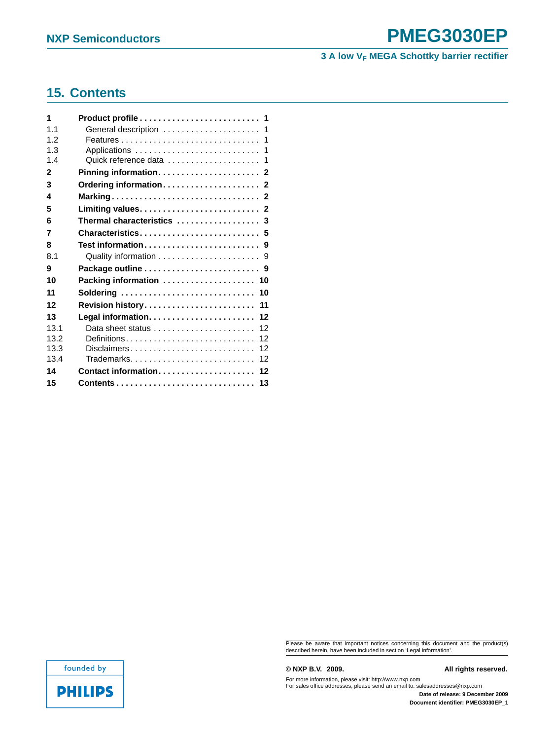## 15. Contents

| | | |
|---|---|---|
| **1** | **Product profile** | **1** |
| 1.1 | General description | 1 |
| 1.2 | Features | 1 |
| 1.3 | Applications | 1 |
| 1.4 | Quick reference data | 1 |
| **2** | **Pinning information** | **2** |
| **3** | **Ordering information** | **2** |
| **4** | **Marking** | **2** |
| **5** | **Limiting values** | **2** |
| **6** | **Thermal characteristics** | **3** |
| **7** | **Characteristics** | **5** |
| **8** | **Test information** | **9** |
| 8.1 | Quality information | 9 |
| **9** | **Package outline** | **9** |
| **10** | **Packing information** | **10** |
| **11** | **Soldering** | **10** |
| **12** | **Revision history** | **11** |
| **13** | **Legal information** | **12** |
| 13.1 | Data sheet status | 12 |
| 13.2 | Definitions | 12 |
| 13.3 | Disclaimers | 12 |
| 13.4 | Trademarks | 12 |
| **14** | **Contact information** | **12** |
| **15** | **Contents** | **13** |

Please be aware that important notices concerning this document and the product(s) described herein, have been included in section 'Legal information'.

**© NXP B.V. 2009. All rights reserved.**

For more information, please visit: http://www.nxp.com
For sales office addresses, please send an email to: salesaddresses@nxp.com

**Date of release: 9 December 2009**

**Document identifier: PMEG3030EP_1**

founded by

PHILIPS